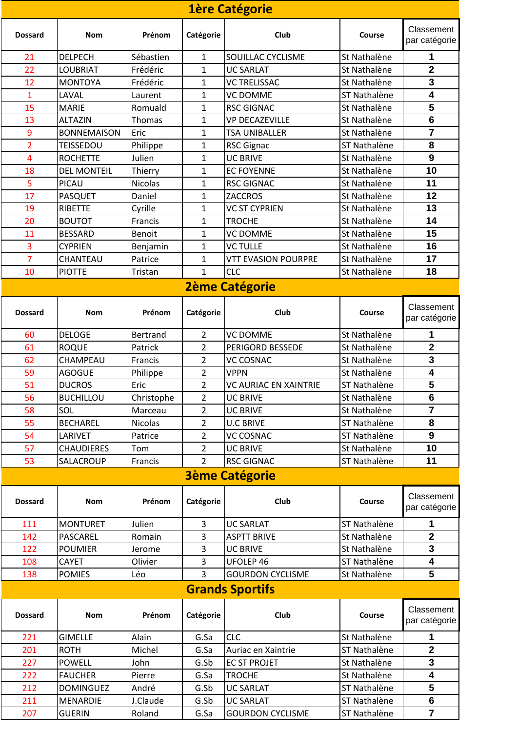## 1ère Catégorie

| Dossard | Nom | Prénom | Catégorie | Club | Course | Classement par catégorie |
|---|---|---|---|---|---|---|
| 21 | DELPECH | Sébastien | 1 | SOUILLAC CYCLISME | St Nathalène | 1 |
| 22 | LOUBRIAT | Frédéric | 1 | UC SARLAT | St Nathalène | 2 |
| 12 | MONTOYA | Frédéric | 1 | VC TRELISSAC | St Nathalène | 3 |
| 1 | LAVAL | Laurent | 1 | VC DOMME | ST Nathalène | 4 |
| 15 | MARIE | Romuald | 1 | RSC GIGNAC | St Nathalène | 5 |
| 13 | ALTAZIN | Thomas | 1 | VP DECAZEVILLE | St Nathalène | 6 |
| 9 | BONNEMAISON | Eric | 1 | TSA UNIBALLER | St Nathalène | 7 |
| 2 | TEISSEDOU | Philippe | 1 | RSC Gignac | ST Nathalène | 8 |
| 4 | ROCHETTE | Julien | 1 | UC BRIVE | St Nathalène | 9 |
| 18 | DEL MONTEIL | Thierry | 1 | EC FOYENNE | St Nathalène | 10 |
| 5 | PICAU | Nicolas | 1 | RSC GIGNAC | St Nathalène | 11 |
| 17 | PASQUET | Daniel | 1 | ZACCROS | St Nathalène | 12 |
| 19 | RIBETTE | Cyrille | 1 | VC ST CYPRIEN | St Nathalène | 13 |
| 20 | BOUTOT | Francis | 1 | TROCHE | St Nathalène | 14 |
| 11 | BESSARD | Benoit | 1 | VC DOMME | St Nathalène | 15 |
| 3 | CYPRIEN | Benjamin | 1 | VC TULLE | St Nathalène | 16 |
| 7 | CHANTEAU | Patrice | 1 | VTT EVASION POURPRE | St Nathalène | 17 |
| 10 | PIOTTE | Tristan | 1 | CLC | St Nathalène | 18 |

## 2ème Catégorie

| Dossard | Nom | Prénom | Catégorie | Club | Course | Classement par catégorie |
|---|---|---|---|---|---|---|
| 60 | DELOGE | Bertrand | 2 | VC DOMME | St Nathalène | 1 |
| 61 | ROQUE | Patrick | 2 | PERIGORD BESSEDE | St Nathalène | 2 |
| 62 | CHAMPEAU | Francis | 2 | VC COSNAC | St Nathalène | 3 |
| 59 | AGOGUE | Philippe | 2 | VPPN | St Nathalène | 4 |
| 51 | DUCROS | Eric | 2 | VC AURIAC EN XAINTRIE | ST Nathalène | 5 |
| 56 | BUCHILLOU | Christophe | 2 | UC BRIVE | St Nathalène | 6 |
| 58 | SOL | Marceau | 2 | UC BRIVE | St Nathalène | 7 |
| 55 | BECHAREL | Nicolas | 2 | U.C BRIVE | ST Nathalène | 8 |
| 54 | LARIVET | Patrice | 2 | VC COSNAC | ST Nathalène | 9 |
| 57 | CHAUDIERES | Tom | 2 | UC BRIVE | St Nathalène | 10 |
| 53 | SALACROUP | Francis | 2 | RSC GIGNAC | ST Nathalène | 11 |

## 3ème Catégorie

| Dossard | Nom | Prénom | Catégorie | Club | Course | Classement par catégorie |
|---|---|---|---|---|---|---|
| 111 | MONTURET | Julien | 3 | UC SARLAT | ST Nathalène | 1 |
| 142 | PASCAREL | Romain | 3 | ASPTT BRIVE | St Nathalène | 2 |
| 122 | POUMIER | Jerome | 3 | UC BRIVE | St Nathalène | 3 |
| 108 | CAYET | Olivier | 3 | UFOLEP 46 | ST Nathalène | 4 |
| 138 | POMIES | Léo | 3 | GOURDON CYCLISME | St Nathalène | 5 |

## Grands Sportifs

| Dossard | Nom | Prénom | Catégorie | Club | Course | Classement par catégorie |
|---|---|---|---|---|---|---|
| 221 | GIMELLE | Alain | G.Sa | CLC | St Nathalène | 1 |
| 201 | ROTH | Michel | G.Sa | Auriac en Xaintrie | ST Nathalène | 2 |
| 227 | POWELL | John | G.Sb | EC ST PROJET | St Nathalène | 3 |
| 222 | FAUCHER | Pierre | G.Sa | TROCHE | St Nathalène | 4 |
| 212 | DOMINGUEZ | André | G.Sb | UC SARLAT | ST Nathalène | 5 |
| 211 | MENARDIE | J.Claude | G.Sb | UC SARLAT | ST Nathalène | 6 |
| 207 | GUERIN | Roland | G.Sa | GOURDON CYCLISME | ST Nathalène | 7 |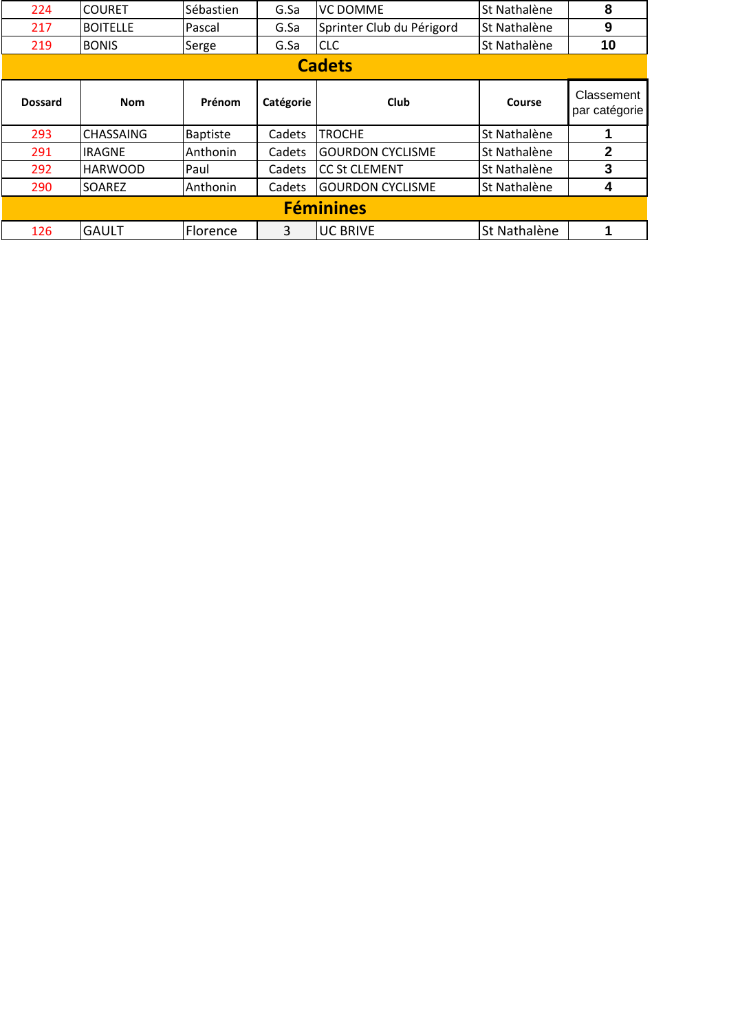| | | | | | | |
|---|---|---|---|---|---|---|
| 224 | COURET | Sébastien | G.Sa | VC DOMME | St Nathalène | 8 |
| 217 | BOITELLE | Pascal | G.Sa | Sprinter Club du Périgord | St Nathalène | 9 |
| 219 | BONIS | Serge | G.Sa | CLC | St Nathalène | 10 |

## Cadets

| Dossard | Nom | Prénom | Catégorie | Club | Course | Classement par catégorie |
|---|---|---|---|---|---|---|
| 293 | CHASSAING | Baptiste | Cadets | TROCHE | St Nathalène | 1 |
| 291 | IRAGNE | Anthonin | Cadets | GOURDON CYCLISME | St Nathalène | 2 |
| 292 | HARWOOD | Paul | Cadets | CC St CLEMENT | St Nathalène | 3 |
| 290 | SOAREZ | Anthonin | Cadets | GOURDON CYCLISME | St Nathalène | 4 |

## Féminines

| | | | | | | |
|---|---|---|---|---|---|---|
| 126 | GAULT | Florence | 3 | UC BRIVE | St Nathalène | 1 |